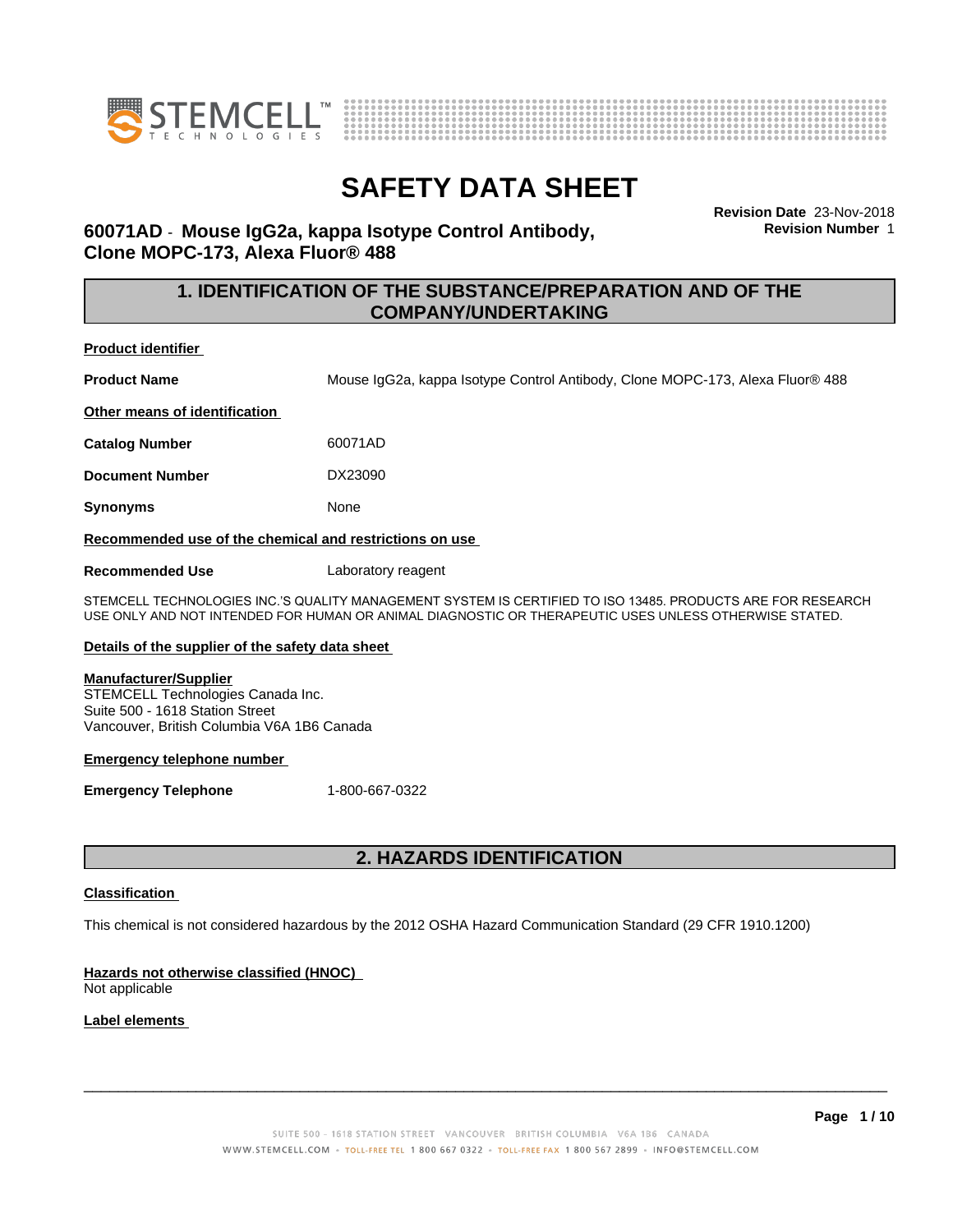# SAFETY DATA SHEET

**60071AD - Mouse IgG2a, kappa Isotype Control Antibody, Clone MOPC-173, Alexa Fluor® 488**

**Revision Date** 23-Nov-2018
**Revision Number** 1

## 1. IDENTIFICATION OF THE SUBSTANCE/PREPARATION AND OF THE COMPANY/UNDERTAKING

**Product identifier**

**Product Name** Mouse IgG2a, kappa Isotype Control Antibody, Clone MOPC-173, Alexa Fluor® 488

**Other means of identification**

**Catalog Number** 60071AD

**Document Number** DX23090

**Synonyms** None

**Recommended use of the chemical and restrictions on use**

**Recommended Use** Laboratory reagent

STEMCELL TECHNOLOGIES INC.'S QUALITY MANAGEMENT SYSTEM IS CERTIFIED TO ISO 13485. PRODUCTS ARE FOR RESEARCH USE ONLY AND NOT INTENDED FOR HUMAN OR ANIMAL DIAGNOSTIC OR THERAPEUTIC USES UNLESS OTHERWISE STATED.

**Details of the supplier of the safety data sheet**

**Manufacturer/Supplier**
STEMCELL Technologies Canada Inc.
Suite 500 - 1618 Station Street
Vancouver, British Columbia V6A 1B6 Canada

**Emergency telephone number**

**Emergency Telephone** 1-800-667-0322

## 2. HAZARDS IDENTIFICATION

**Classification**

This chemical is not considered hazardous by the 2012 OSHA Hazard Communication Standard (29 CFR 1910.1200)

**Hazards not otherwise classified (HNOC)**
Not applicable

**Label elements**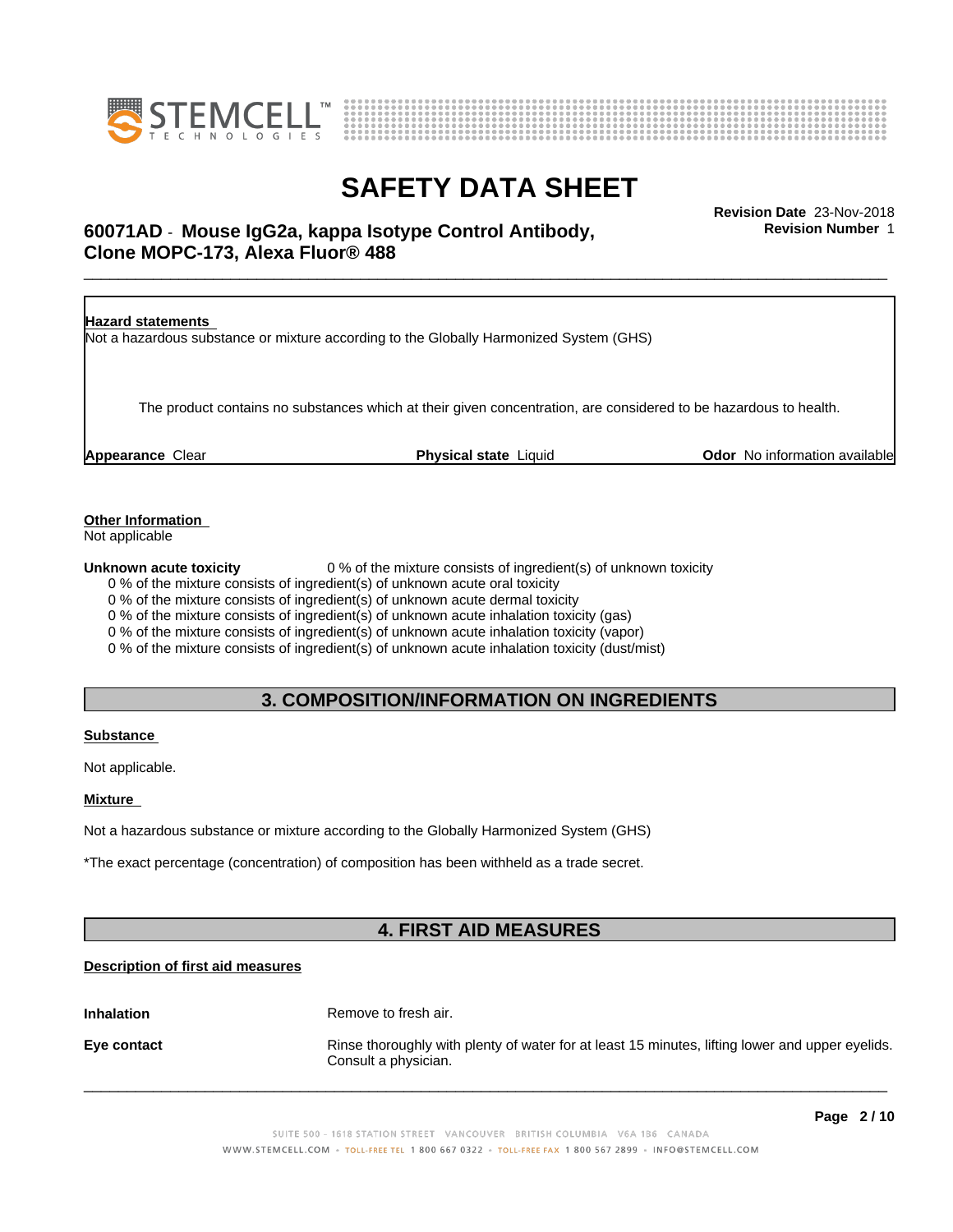**Hazard statements**

Not a hazardous substance or mixture according to the Globally Harmonized System (GHS)

The product contains no substances which at their given concentration, are considered to be hazardous to health.

**Appearance** Clear **Physical state** Liquid **Odor** No information available

**Other Information**

Not applicable

**Unknown acute toxicity** 0 % of the mixture consists of ingredient(s) of unknown toxicity

0 % of the mixture consists of ingredient(s) of unknown acute oral toxicity
0 % of the mixture consists of ingredient(s) of unknown acute dermal toxicity
0 % of the mixture consists of ingredient(s) of unknown acute inhalation toxicity (gas)
0 % of the mixture consists of ingredient(s) of unknown acute inhalation toxicity (vapor)
0 % of the mixture consists of ingredient(s) of unknown acute inhalation toxicity (dust/mist)

## 3. COMPOSITION/INFORMATION ON INGREDIENTS

**Substance**

Not applicable.

**Mixture**

Not a hazardous substance or mixture according to the Globally Harmonized System (GHS)

*The exact percentage (concentration) of composition has been withheld as a trade secret.

## 4. FIRST AID MEASURES

**Description of first aid measures**

**Inhalation** Remove to fresh air.

**Eye contact** Rinse thoroughly with plenty of water for at least 15 minutes, lifting lower and upper eyelids. Consult a physician.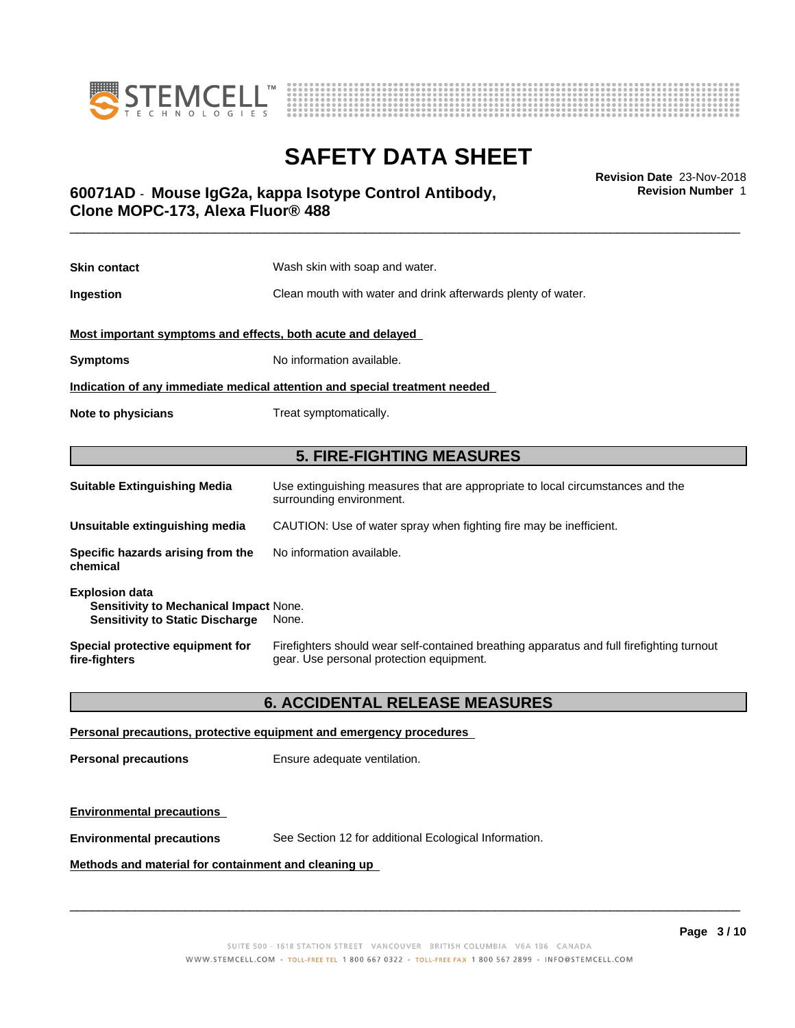**Skin contact** Wash skin with soap and water.

**Ingestion** Clean mouth with water and drink afterwards plenty of water.

**Most important symptoms and effects, both acute and delayed**

**Symptoms** No information available.

**Indication of any immediate medical attention and special treatment needed**

**Note to physicians** Treat symptomatically.

## 5. FIRE-FIGHTING MEASURES

**Suitable Extinguishing Media** Use extinguishing measures that are appropriate to local circumstances and the surrounding environment.

**Unsuitable extinguishing media** CAUTION: Use of water spray when fighting fire may be inefficient.

**Specific hazards arising from the chemical** No information available.

**Explosion data**
**Sensitivity to Mechanical Impact** None.
**Sensitivity to Static Discharge** None.

**Special protective equipment for fire-fighters** Firefighters should wear self-contained breathing apparatus and full firefighting turnout gear. Use personal protection equipment.

## 6. ACCIDENTAL RELEASE MEASURES

**Personal precautions, protective equipment and emergency procedures**

**Personal precautions** Ensure adequate ventilation.

**Environmental precautions**

**Environmental precautions** See Section 12 for additional Ecological Information.

**Methods and material for containment and cleaning up**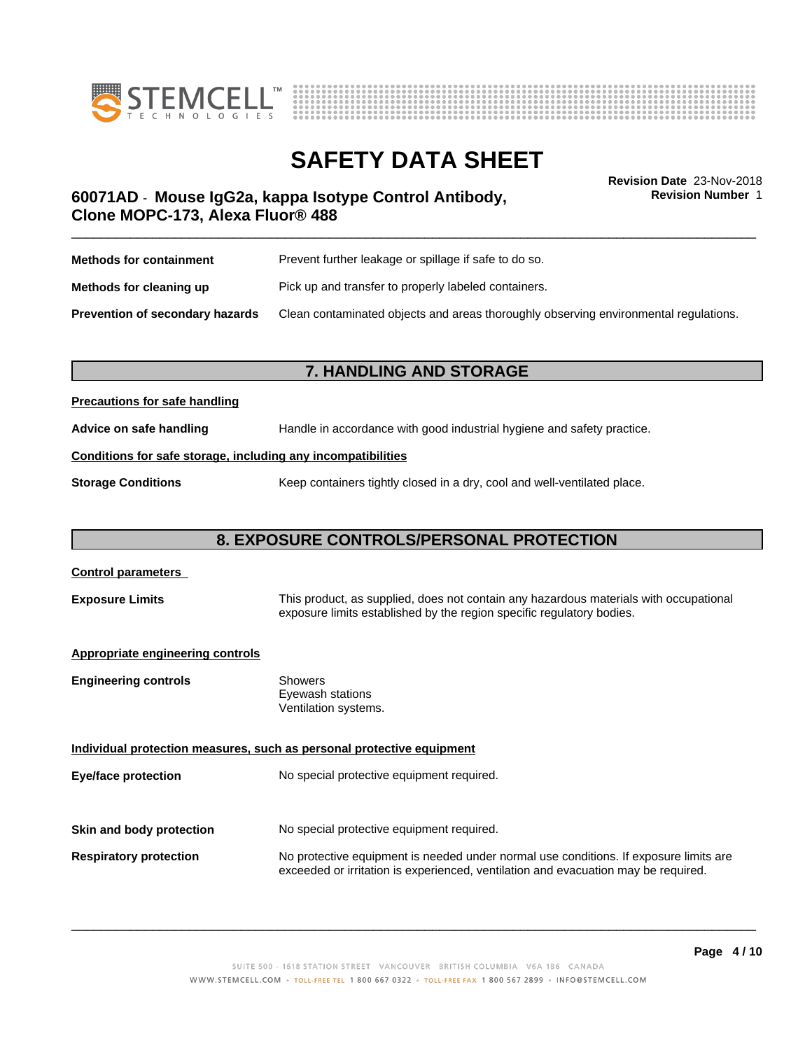| | |
|---|---|
| **Methods for containment** | Prevent further leakage or spillage if safe to do so. |
| **Methods for cleaning up** | Pick up and transfer to properly labeled containers. |
| **Prevention of secondary hazards** | Clean contaminated objects and areas thoroughly observing environmental regulations. |

## 7. HANDLING AND STORAGE

**Precautions for safe handling**

| | |
|---|---|
| **Advice on safe handling** | Handle in accordance with good industrial hygiene and safety practice. |

**Conditions for safe storage, including any incompatibilities**

| | |
|---|---|
| **Storage Conditions** | Keep containers tightly closed in a dry, cool and well-ventilated place. |

## 8. EXPOSURE CONTROLS/PERSONAL PROTECTION

**Control parameters**

| | |
|---|---|
| **Exposure Limits** | This product, as supplied, does not contain any hazardous materials with occupational exposure limits established by the region specific regulatory bodies. |

**Appropriate engineering controls**

| | |
|---|---|
| **Engineering controls** | Showers<br>Eyewash stations<br>Ventilation systems. |

**Individual protection measures, such as personal protective equipment**

| | |
|---|---|
| **Eye/face protection** | No special protective equipment required. |
| **Skin and body protection** | No special protective equipment required. |
| **Respiratory protection** | No protective equipment is needed under normal use conditions. If exposure limits are exceeded or irritation is experienced, ventilation and evacuation may be required. |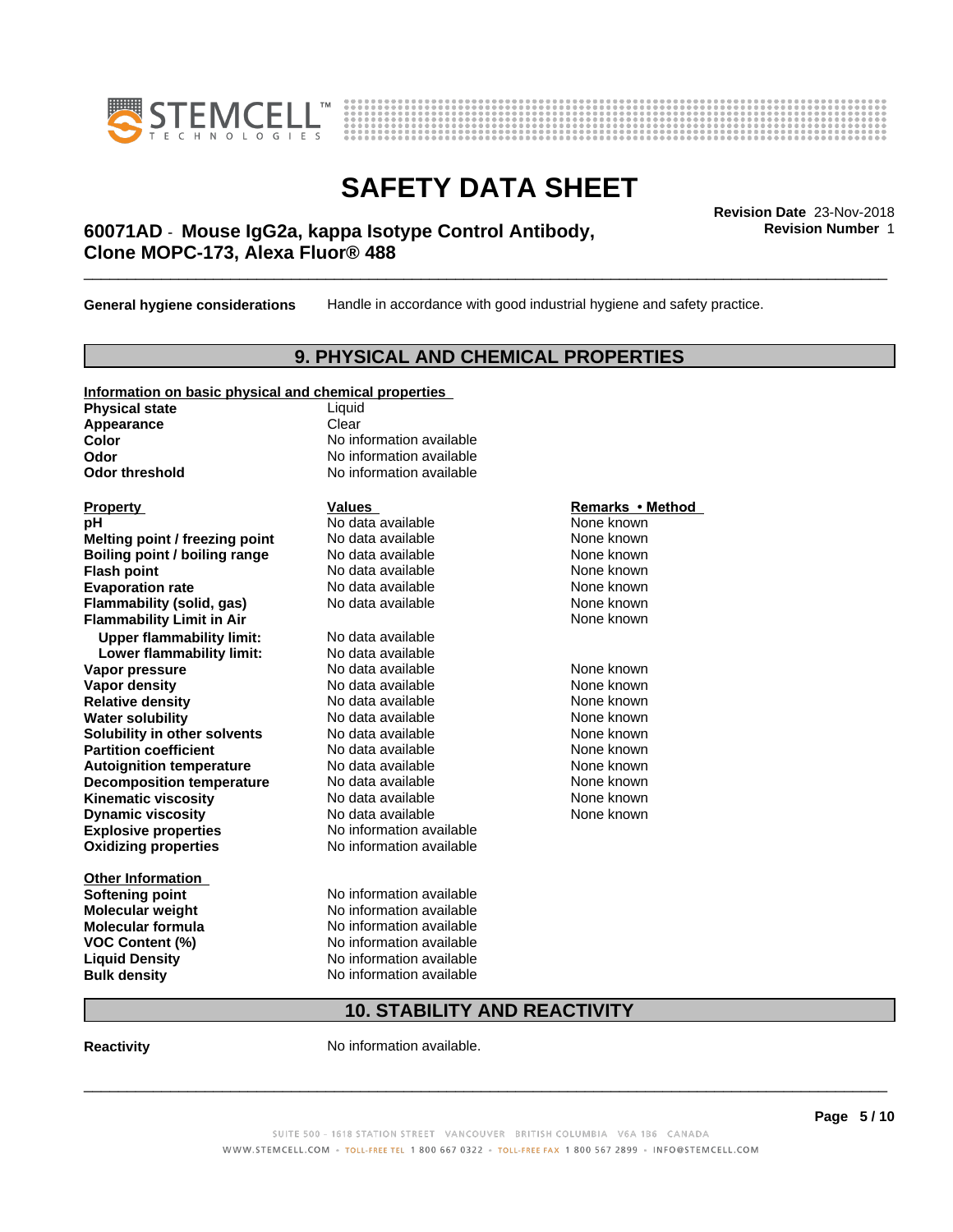**General hygiene considerations** Handle in accordance with good industrial hygiene and safety practice.

## 9. PHYSICAL AND CHEMICAL PROPERTIES

**Information on basic physical and chemical properties**

| | |
|---|---|
| **Physical state** | Liquid |
| **Appearance** | Clear |
| **Color** | No information available |
| **Odor** | No information available |
| **Odor threshold** | No information available |

| Property | Values | Remarks • Method |
|---|---|---|
| **pH** | No data available | None known |
| **Melting point / freezing point** | No data available | None known |
| **Boiling point / boiling range** | No data available | None known |
| **Flash point** | No data available | None known |
| **Evaporation rate** | No data available | None known |
| **Flammability (solid, gas)** | No data available | None known |
| **Flammability Limit in Air** | | None known |
| **Upper flammability limit:** | No data available | |
| **Lower flammability limit:** | No data available | |
| **Vapor pressure** | No data available | None known |
| **Vapor density** | No data available | None known |
| **Relative density** | No data available | None known |
| **Water solubility** | No data available | None known |
| **Solubility in other solvents** | No data available | None known |
| **Partition coefficient** | No data available | None known |
| **Autoignition temperature** | No data available | None known |
| **Decomposition temperature** | No data available | None known |
| **Kinematic viscosity** | No data available | None known |
| **Dynamic viscosity** | No data available | None known |
| **Explosive properties** | No information available | |
| **Oxidizing properties** | No information available | |

**Other Information**

| | |
|---|---|
| **Softening point** | No information available |
| **Molecular weight** | No information available |
| **Molecular formula** | No information available |
| **VOC Content (%)** | No information available |
| **Liquid Density** | No information available |
| **Bulk density** | No information available |

## 10. STABILITY AND REACTIVITY

**Reactivity** No information available.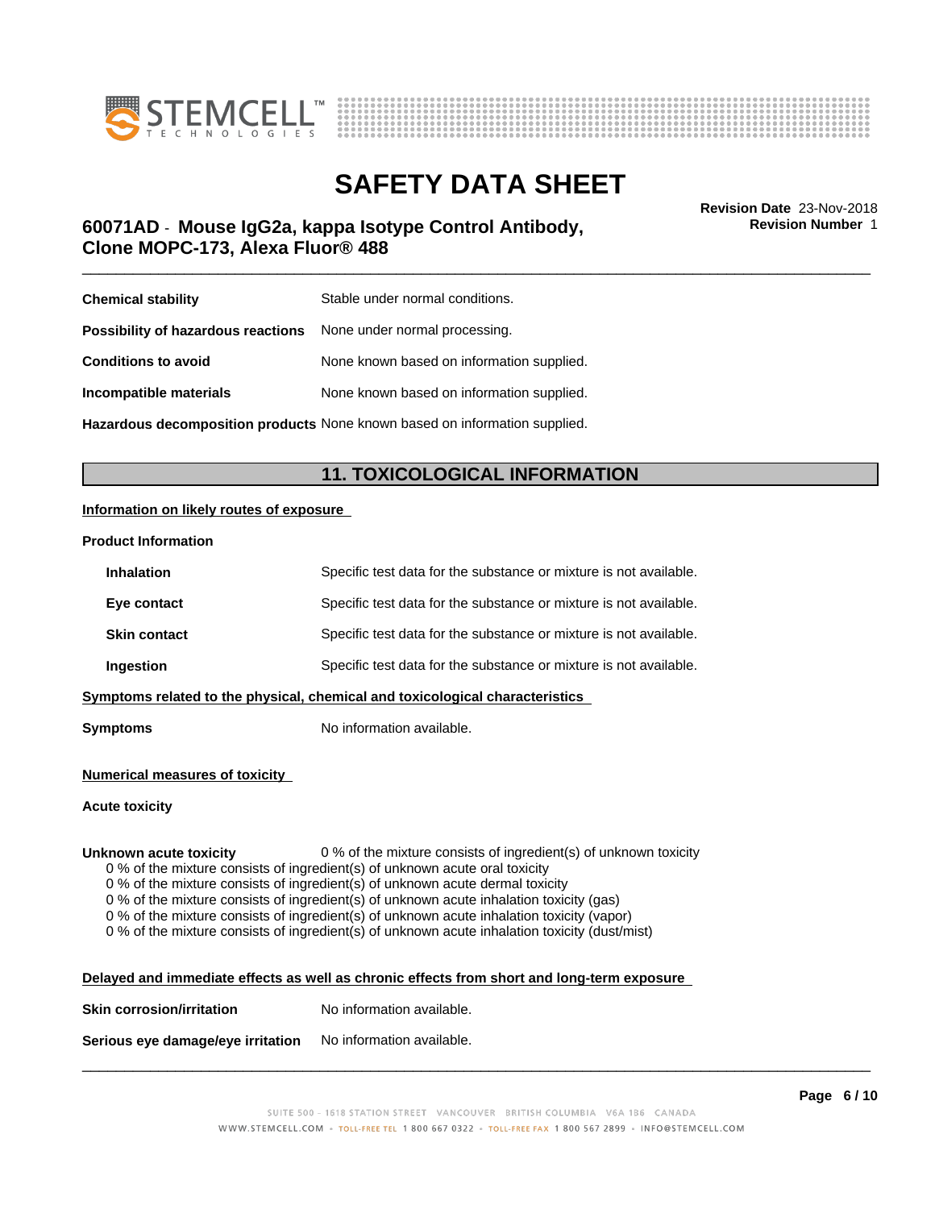**Chemical stability** Stable under normal conditions.

**Possibility of hazardous reactions** None under normal processing.

**Conditions to avoid** None known based on information supplied.

**Incompatible materials** None known based on information supplied.

**Hazardous decomposition products** None known based on information supplied.

## 11. TOXICOLOGICAL INFORMATION

**Information on likely routes of exposure**

**Product Information**

**Inhalation** Specific test data for the substance or mixture is not available.

**Eye contact** Specific test data for the substance or mixture is not available.

**Skin contact** Specific test data for the substance or mixture is not available.

**Ingestion** Specific test data for the substance or mixture is not available.

**Symptoms related to the physical, chemical and toxicological characteristics**

**Symptoms** No information available.

**Numerical measures of toxicity**

**Acute toxicity**

**Unknown acute toxicity** 0 % of the mixture consists of ingredient(s) of unknown toxicity

0 % of the mixture consists of ingredient(s) of unknown acute oral toxicity
0 % of the mixture consists of ingredient(s) of unknown acute dermal toxicity
0 % of the mixture consists of ingredient(s) of unknown acute inhalation toxicity (gas)
0 % of the mixture consists of ingredient(s) of unknown acute inhalation toxicity (vapor)
0 % of the mixture consists of ingredient(s) of unknown acute inhalation toxicity (dust/mist)

**Delayed and immediate effects as well as chronic effects from short and long-term exposure**

**Skin corrosion/irritation** No information available.

**Serious eye damage/eye irritation** No information available.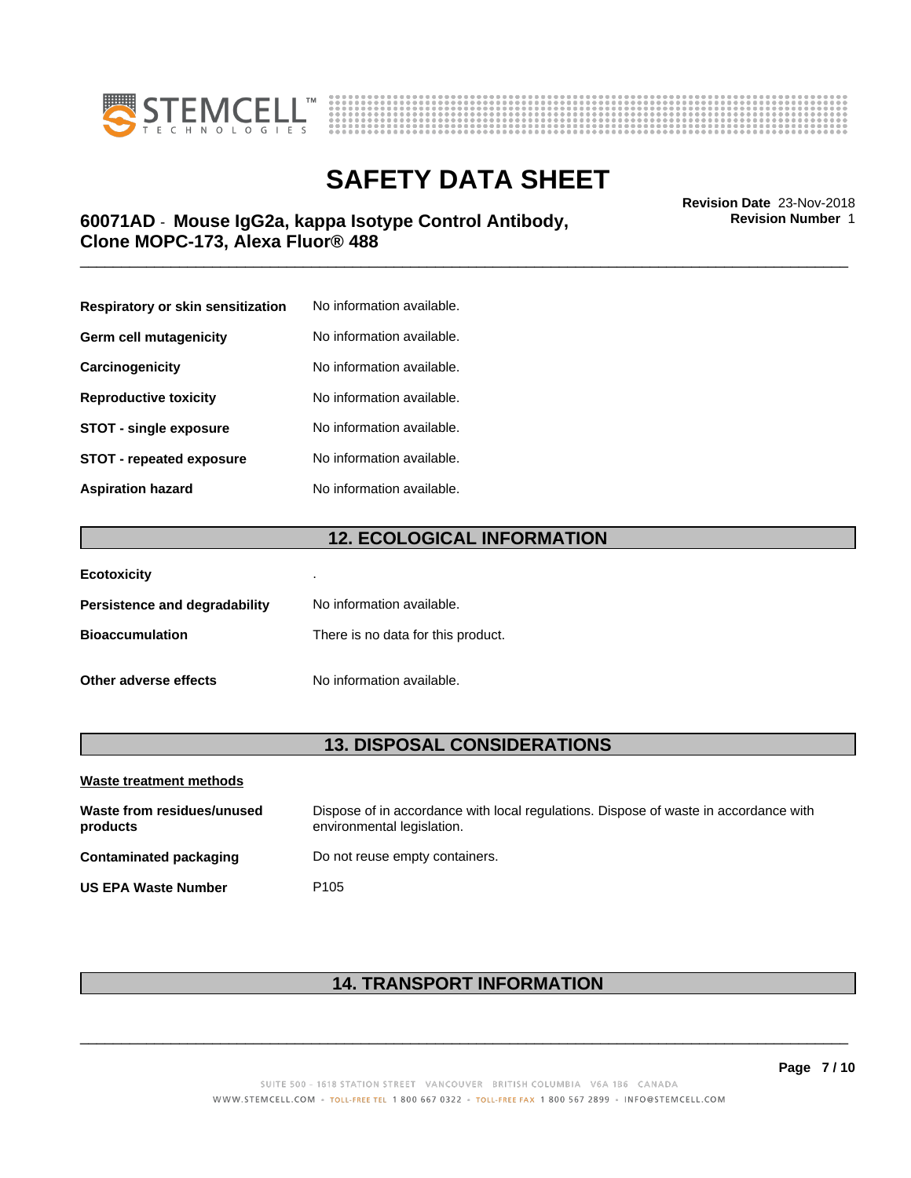| | |
|---|---|
| **Respiratory or skin sensitization** | No information available. |
| **Germ cell mutagenicity** | No information available. |
| **Carcinogenicity** | No information available. |
| **Reproductive toxicity** | No information available. |
| **STOT - single exposure** | No information available. |
| **STOT - repeated exposure** | No information available. |
| **Aspiration hazard** | No information available. |

## 12. ECOLOGICAL INFORMATION

| | |
|---|---|
| **Ecotoxicity** | . |
| **Persistence and degradability** | No information available. |
| **Bioaccumulation** | There is no data for this product. |
| **Other adverse effects** | No information available. |

## 13. DISPOSAL CONSIDERATIONS

**Waste treatment methods**

| | |
|---|---|
| **Waste from residues/unused products** | Dispose of in accordance with local regulations. Dispose of waste in accordance with environmental legislation. |
| **Contaminated packaging** | Do not reuse empty containers. |
| **US EPA Waste Number** | P105 |

## 14. TRANSPORT INFORMATION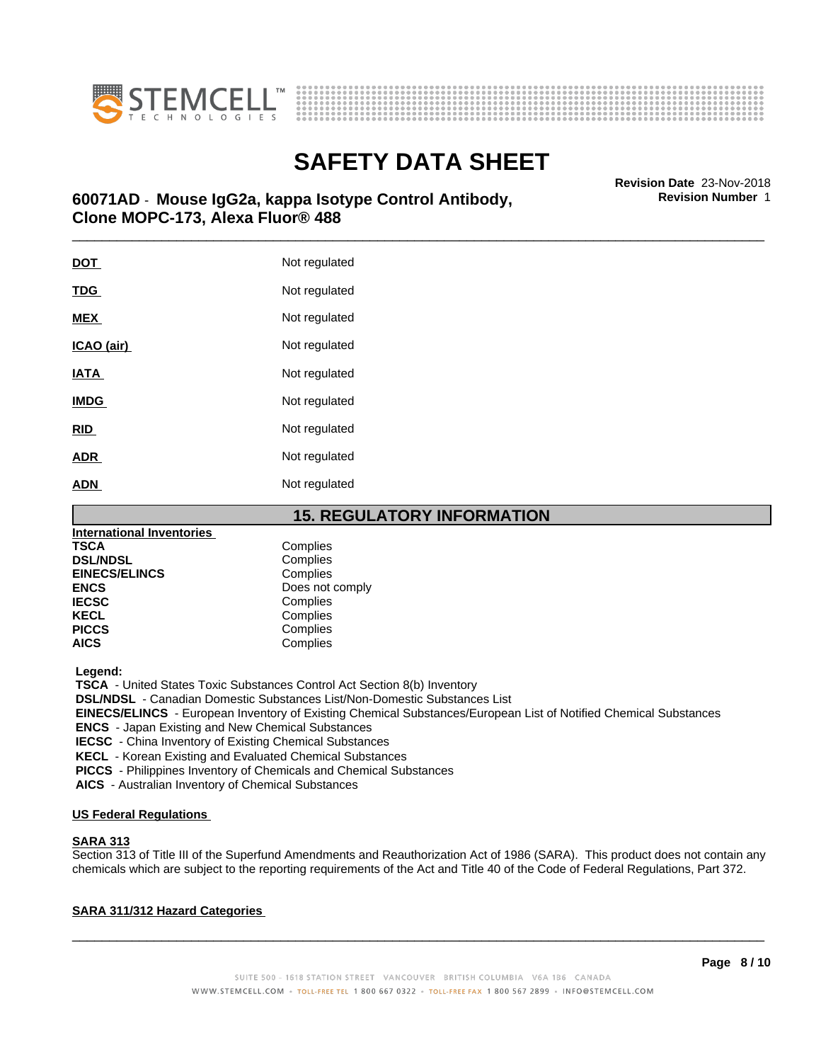| | |
|---|---|
| **DOT** | Not regulated |
| **TDG** | Not regulated |
| **MEX** | Not regulated |
| **ICAO (air)** | Not regulated |
| **IATA** | Not regulated |
| **IMDG** | Not regulated |
| **RID** | Not regulated |
| **ADR** | Not regulated |
| **ADN** | Not regulated |

## 15. REGULATORY INFORMATION

**International Inventories**

| | |
|---|---|
| **TSCA** | Complies |
| **DSL/NDSL** | Complies |
| **EINECS/ELINCS** | Complies |
| **ENCS** | Does not comply |
| **IECSC** | Complies |
| **KECL** | Complies |
| **PICCS** | Complies |
| **AICS** | Complies |

**Legend:**

**TSCA** - United States Toxic Substances Control Act Section 8(b) Inventory
**DSL/NDSL** - Canadian Domestic Substances List/Non-Domestic Substances List
**EINECS/ELINCS** - European Inventory of Existing Chemical Substances/European List of Notified Chemical Substances
**ENCS** - Japan Existing and New Chemical Substances
**IECSC** - China Inventory of Existing Chemical Substances
**KECL** - Korean Existing and Evaluated Chemical Substances
**PICCS** - Philippines Inventory of Chemicals and Chemical Substances
**AICS** - Australian Inventory of Chemical Substances

**US Federal Regulations**

**SARA 313**

Section 313 of Title III of the Superfund Amendments and Reauthorization Act of 1986 (SARA). This product does not contain any chemicals which are subject to the reporting requirements of the Act and Title 40 of the Code of Federal Regulations, Part 372.

**SARA 311/312 Hazard Categories**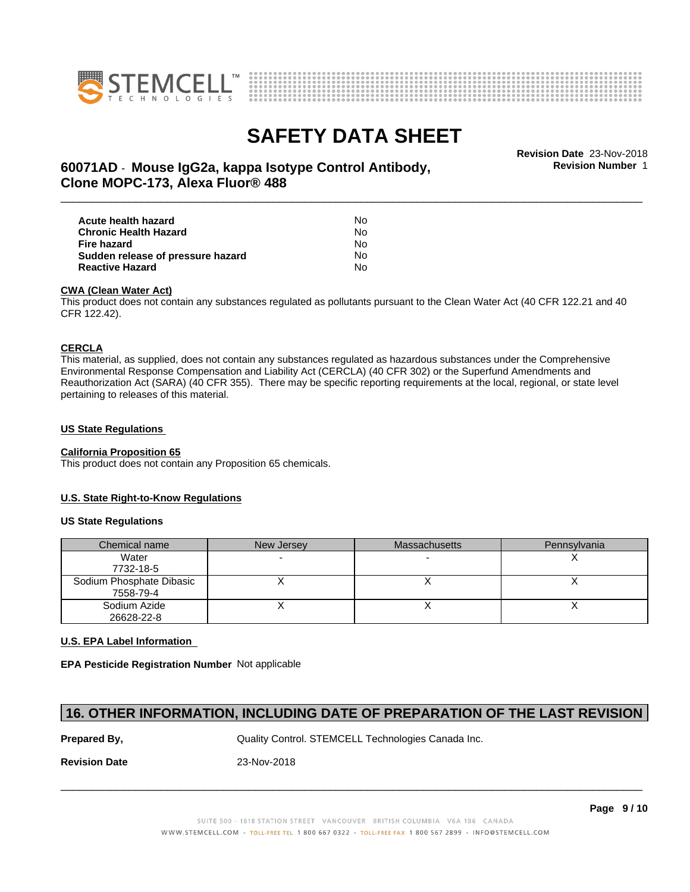| | |
|---|---|
| **Acute health hazard** | No |
| **Chronic Health Hazard** | No |
| **Fire hazard** | No |
| **Sudden release of pressure hazard** | No |
| **Reactive Hazard** | No |

**CWA (Clean Water Act)**

This product does not contain any substances regulated as pollutants pursuant to the Clean Water Act (40 CFR 122.21 and 40 CFR 122.42).

**CERCLA**

This material, as supplied, does not contain any substances regulated as hazardous substances under the Comprehensive Environmental Response Compensation and Liability Act (CERCLA) (40 CFR 302) or the Superfund Amendments and Reauthorization Act (SARA) (40 CFR 355). There may be specific reporting requirements at the local, regional, or state level pertaining to releases of this material.

**US State Regulations**

**California Proposition 65**

This product does not contain any Proposition 65 chemicals.

**U.S. State Right-to-Know Regulations**

**US State Regulations**

| Chemical name | New Jersey | Massachusetts | Pennsylvania |
|---|---|---|---|
| Water<br>7732-18-5 | - | - | X |
| Sodium Phosphate Dibasic<br>7558-79-4 | X | X | X |
| Sodium Azide<br>26628-22-8 | X | X | X |

**U.S. EPA Label Information**

**EPA Pesticide Registration Number** Not applicable

## 16. OTHER INFORMATION, INCLUDING DATE OF PREPARATION OF THE LAST REVISION

**Prepared By,** Quality Control. STEMCELL Technologies Canada Inc.

**Revision Date** 23-Nov-2018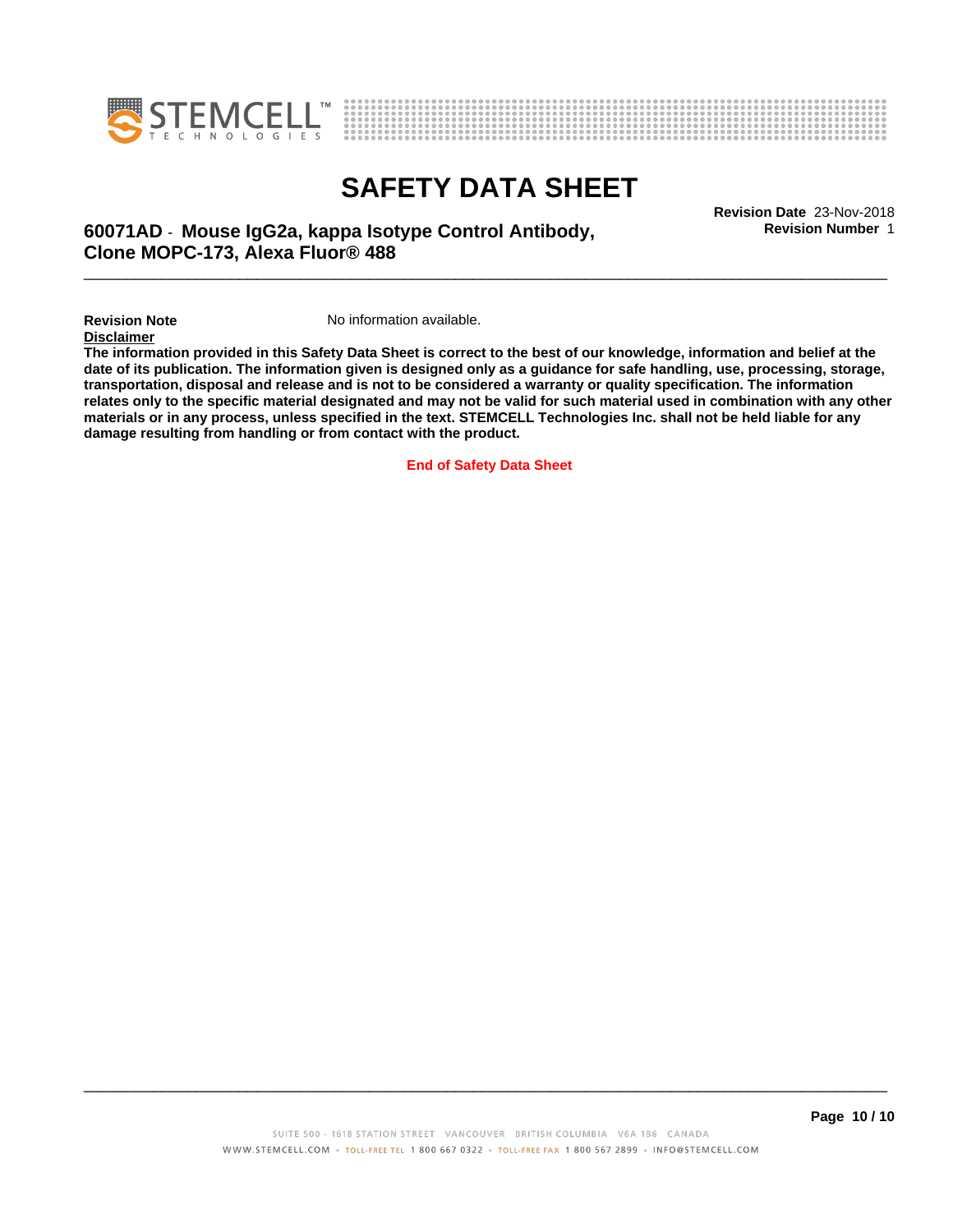**Revision Note** No information available.

**Disclaimer**

**The information provided in this Safety Data Sheet is correct to the best of our knowledge, information and belief at the date of its publication. The information given is designed only as a guidance for safe handling, use, processing, storage, transportation, disposal and release and is not to be considered a warranty or quality specification. The information relates only to the specific material designated and may not be valid for such material used in combination with any other materials or in any process, unless specified in the text. STEMCELL Technologies Inc. shall not be held liable for any damage resulting from handling or from contact with the product.**

**End of Safety Data Sheet**